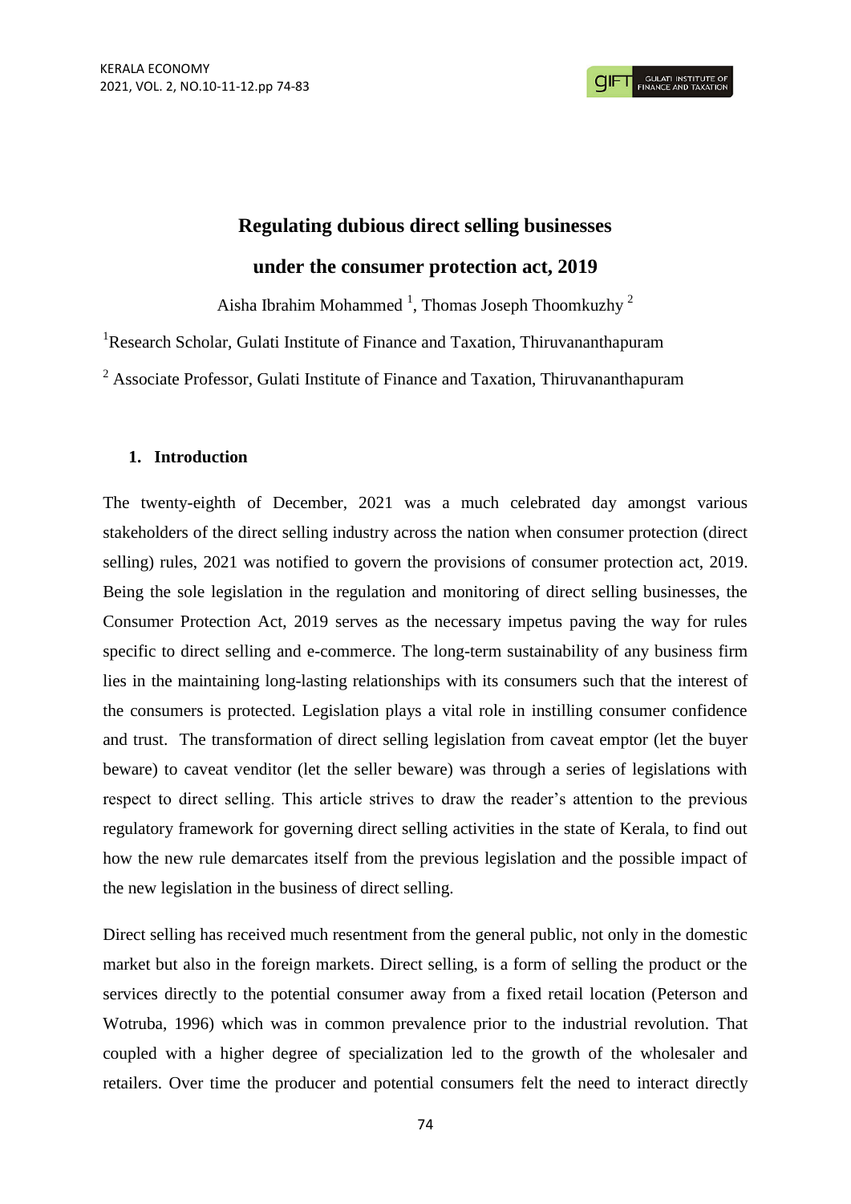# Regulating dubious direct selling businesses under the consumer protection act, 2019

Aisha Ibrahim Mohammed [1], Thomas Joseph Thoomkuzhy [2]

[1]Research Scholar, Gulati Institute of Finance and Taxation, Thiruvananthapuram

[2] Associate Professor, Gulati Institute of Finance and Taxation, Thiruvananthapuram

## 1. Introduction

The twenty-eighth of December, 2021 was a much celebrated day amongst various stakeholders of the direct selling industry across the nation when consumer protection (direct selling) rules, 2021 was notified to govern the provisions of consumer protection act, 2019. Being the sole legislation in the regulation and monitoring of direct selling businesses, the Consumer Protection Act, 2019 serves as the necessary impetus paving the way for rules specific to direct selling and e-commerce. The long-term sustainability of any business firm lies in the maintaining long-lasting relationships with its consumers such that the interest of the consumers is protected. Legislation plays a vital role in instilling consumer confidence and trust. The transformation of direct selling legislation from caveat emptor (let the buyer beware) to caveat venditor (let the seller beware) was through a series of legislations with respect to direct selling. This article strives to draw the reader's attention to the previous regulatory framework for governing direct selling activities in the state of Kerala, to find out how the new rule demarcates itself from the previous legislation and the possible impact of the new legislation in the business of direct selling.

Direct selling has received much resentment from the general public, not only in the domestic market but also in the foreign markets. Direct selling, is a form of selling the product or the services directly to the potential consumer away from a fixed retail location (Peterson and Wotruba, 1996) which was in common prevalence prior to the industrial revolution. That coupled with a higher degree of specialization led to the growth of the wholesaler and retailers. Over time the producer and potential consumers felt the need to interact directly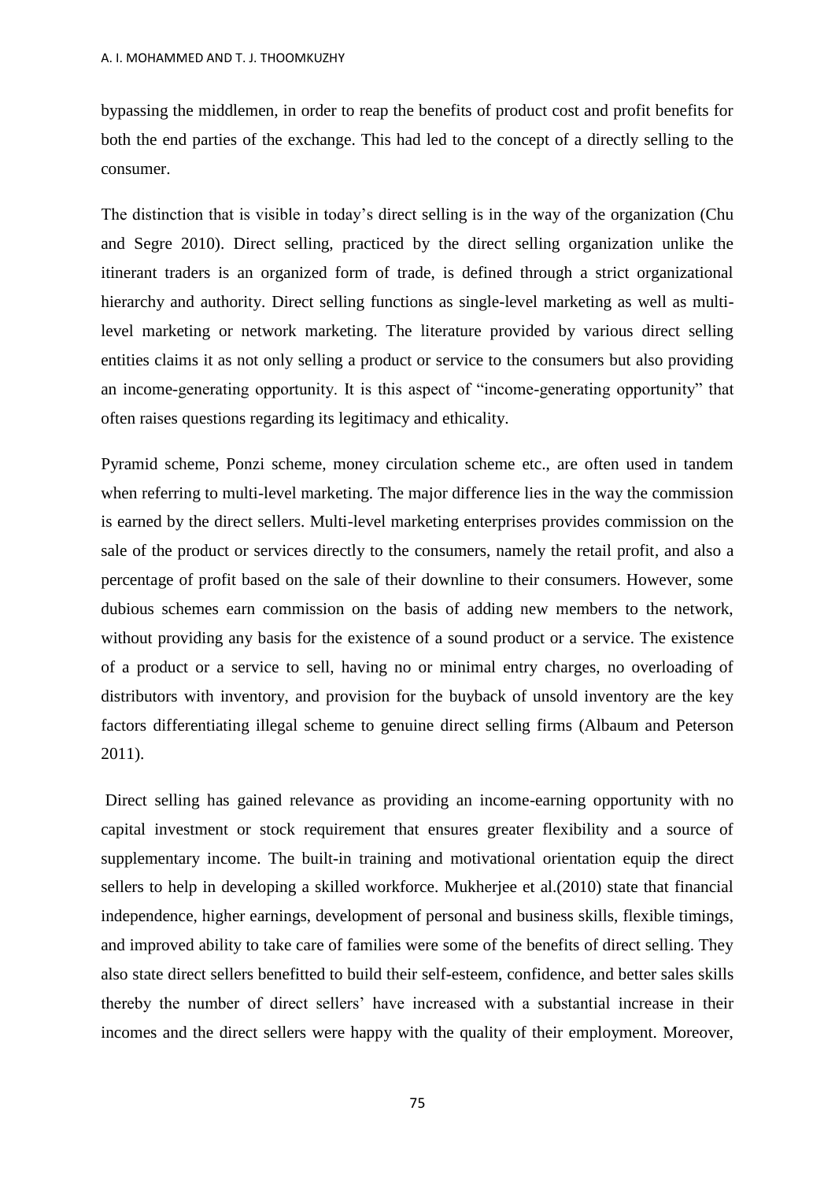bypassing the middlemen, in order to reap the benefits of product cost and profit benefits for both the end parties of the exchange. This had led to the concept of a directly selling to the consumer.

The distinction that is visible in today's direct selling is in the way of the organization (Chu and Segre 2010). Direct selling, practiced by the direct selling organization unlike the itinerant traders is an organized form of trade, is defined through a strict organizational hierarchy and authority. Direct selling functions as single-level marketing as well as multi-level marketing or network marketing. The literature provided by various direct selling entities claims it as not only selling a product or service to the consumers but also providing an income-generating opportunity. It is this aspect of "income-generating opportunity" that often raises questions regarding its legitimacy and ethicality.

Pyramid scheme, Ponzi scheme, money circulation scheme etc., are often used in tandem when referring to multi-level marketing. The major difference lies in the way the commission is earned by the direct sellers. Multi-level marketing enterprises provides commission on the sale of the product or services directly to the consumers, namely the retail profit, and also a percentage of profit based on the sale of their downline to their consumers. However, some dubious schemes earn commission on the basis of adding new members to the network, without providing any basis for the existence of a sound product or a service. The existence of a product or a service to sell, having no or minimal entry charges, no overloading of distributors with inventory, and provision for the buyback of unsold inventory are the key factors differentiating illegal scheme to genuine direct selling firms (Albaum and Peterson 2011).

Direct selling has gained relevance as providing an income-earning opportunity with no capital investment or stock requirement that ensures greater flexibility and a source of supplementary income. The built-in training and motivational orientation equip the direct sellers to help in developing a skilled workforce. Mukherjee et al.(2010) state that financial independence, higher earnings, development of personal and business skills, flexible timings, and improved ability to take care of families were some of the benefits of direct selling. They also state direct sellers benefitted to build their self-esteem, confidence, and better sales skills thereby the number of direct sellers' have increased with a substantial increase in their incomes and the direct sellers were happy with the quality of their employment. Moreover,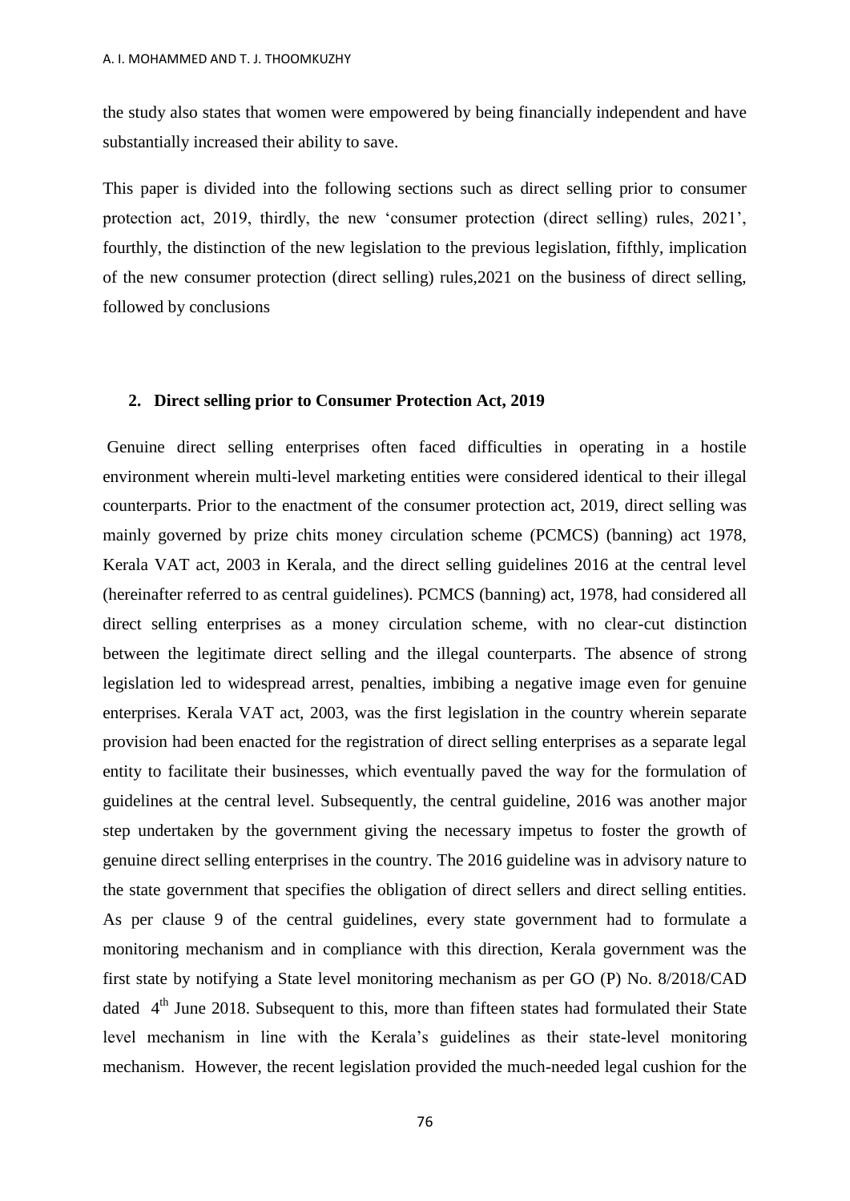the study also states that women were empowered by being financially independent and have substantially increased their ability to save.

This paper is divided into the following sections such as direct selling prior to consumer protection act, 2019, thirdly, the new 'consumer protection (direct selling) rules, 2021', fourthly, the distinction of the new legislation to the previous legislation, fifthly, implication of the new consumer protection (direct selling) rules,2021 on the business of direct selling, followed by conclusions

## 2. Direct selling prior to Consumer Protection Act, 2019

Genuine direct selling enterprises often faced difficulties in operating in a hostile environment wherein multi-level marketing entities were considered identical to their illegal counterparts. Prior to the enactment of the consumer protection act, 2019, direct selling was mainly governed by prize chits money circulation scheme (PCMCS) (banning) act 1978, Kerala VAT act, 2003 in Kerala, and the direct selling guidelines 2016 at the central level (hereinafter referred to as central guidelines). PCMCS (banning) act, 1978, had considered all direct selling enterprises as a money circulation scheme, with no clear-cut distinction between the legitimate direct selling and the illegal counterparts. The absence of strong legislation led to widespread arrest, penalties, imbibing a negative image even for genuine enterprises. Kerala VAT act, 2003, was the first legislation in the country wherein separate provision had been enacted for the registration of direct selling enterprises as a separate legal entity to facilitate their businesses, which eventually paved the way for the formulation of guidelines at the central level. Subsequently, the central guideline, 2016 was another major step undertaken by the government giving the necessary impetus to foster the growth of genuine direct selling enterprises in the country. The 2016 guideline was in advisory nature to the state government that specifies the obligation of direct sellers and direct selling entities. As per clause 9 of the central guidelines, every state government had to formulate a monitoring mechanism and in compliance with this direction, Kerala government was the first state by notifying a State level monitoring mechanism as per GO (P) No. 8/2018/CAD dated 4th June 2018. Subsequent to this, more than fifteen states had formulated their State level mechanism in line with the Kerala's guidelines as their state-level monitoring mechanism. However, the recent legislation provided the much-needed legal cushion for the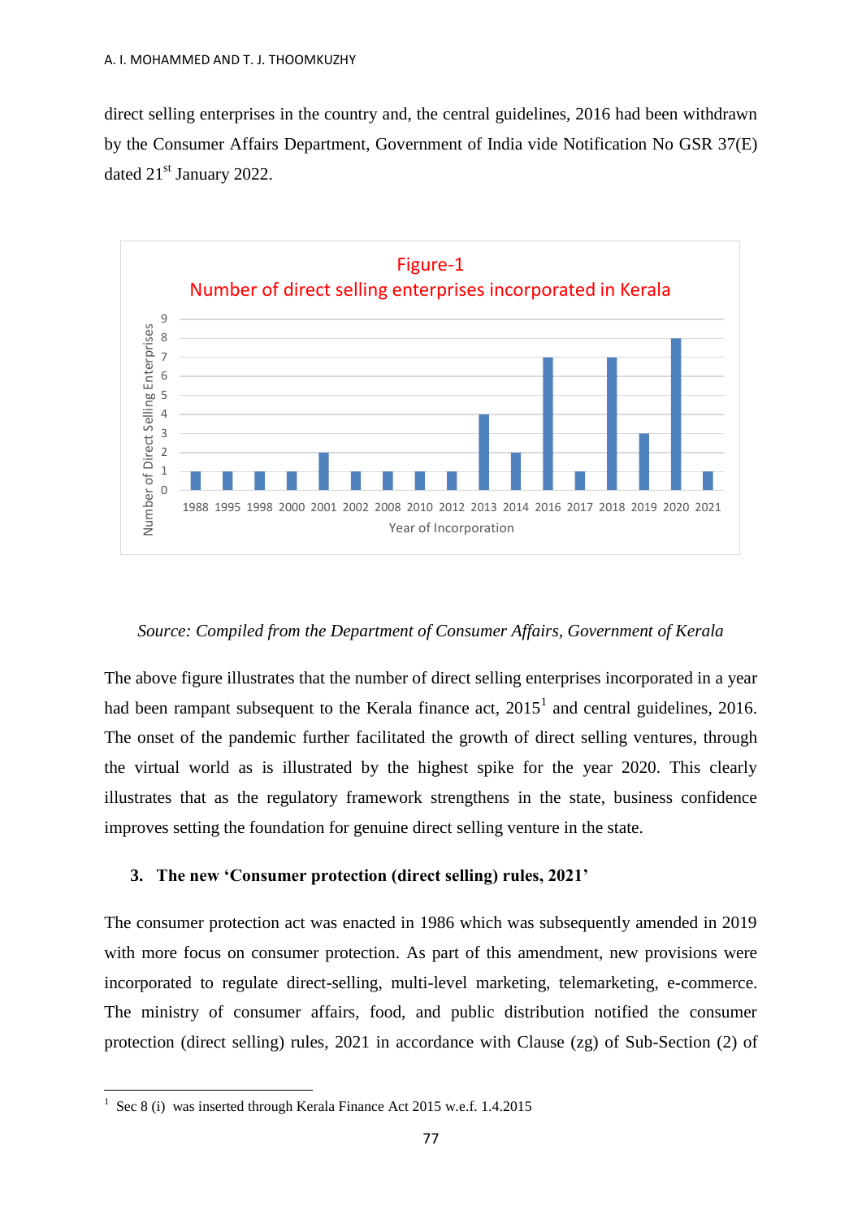direct selling enterprises in the country and, the central guidelines, 2016 had been withdrawn by the Consumer Affairs Department, Government of India vide Notification No GSR 37(E) dated 21st January 2022.

**Figure-1**

**Number of direct selling enterprises incorporated in Kerala**

| Year of Incorporation | Number of Direct Selling Enterprises |
|---|---|
| 1988 | 1 |
| 1995 | 1 |
| 1998 | 1 |
| 2000 | 1 |
| 2001 | 2 |
| 2002 | 1 |
| 2008 | 1 |
| 2010 | 1 |
| 2012 | 1 |
| 2013 | 4 |
| 2014 | 2 |
| 2016 | 7 |
| 2017 | 1 |
| 2018 | 7 |
| 2019 | 3 |
| 2020 | 8 |
| 2021 | 1 |

*Source: Compiled from the Department of Consumer Affairs, Government of Kerala*

The above figure illustrates that the number of direct selling enterprises incorporated in a year had been rampant subsequent to the Kerala finance act, 2015[1] and central guidelines, 2016. The onset of the pandemic further facilitated the growth of direct selling ventures, through the virtual world as is illustrated by the highest spike for the year 2020. This clearly illustrates that as the regulatory framework strengthens in the state, business confidence improves setting the foundation for genuine direct selling venture in the state.

## 3. The new 'Consumer protection (direct selling) rules, 2021'

The consumer protection act was enacted in 1986 which was subsequently amended in 2019 with more focus on consumer protection. As part of this amendment, new provisions were incorporated to regulate direct-selling, multi-level marketing, telemarketing, e-commerce. The ministry of consumer affairs, food, and public distribution notified the consumer protection (direct selling) rules, 2021 in accordance with Clause (zg) of Sub-Section (2) of

[1] Sec 8 (i) was inserted through Kerala Finance Act 2015 w.e.f. 1.4.2015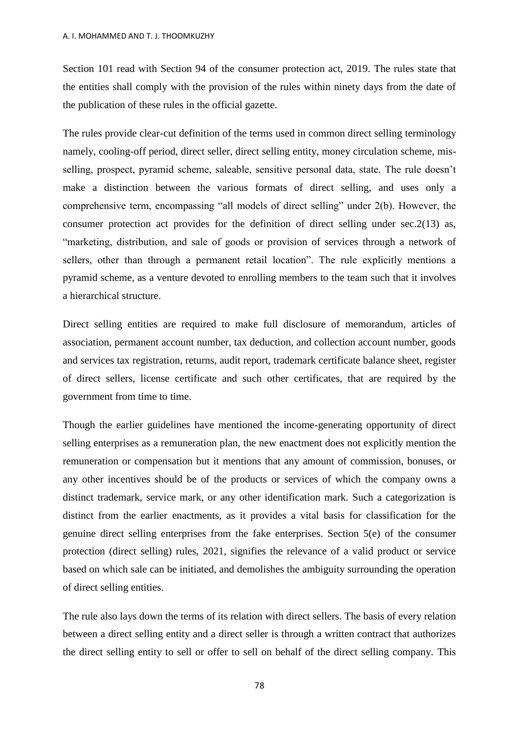Section 101 read with Section 94 of the consumer protection act, 2019. The rules state that the entities shall comply with the provision of the rules within ninety days from the date of the publication of these rules in the official gazette.

The rules provide clear-cut definition of the terms used in common direct selling terminology namely, cooling-off period, direct seller, direct selling entity, money circulation scheme, mis-selling, prospect, pyramid scheme, saleable, sensitive personal data, state. The rule doesn't make a distinction between the various formats of direct selling, and uses only a comprehensive term, encompassing "all models of direct selling" under 2(b). However, the consumer protection act provides for the definition of direct selling under sec.2(13) as, "marketing, distribution, and sale of goods or provision of services through a network of sellers, other than through a permanent retail location". The rule explicitly mentions a pyramid scheme, as a venture devoted to enrolling members to the team such that it involves a hierarchical structure.

Direct selling entities are required to make full disclosure of memorandum, articles of association, permanent account number, tax deduction, and collection account number, goods and services tax registration, returns, audit report, trademark certificate balance sheet, register of direct sellers, license certificate and such other certificates, that are required by the government from time to time.

Though the earlier guidelines have mentioned the income-generating opportunity of direct selling enterprises as a remuneration plan, the new enactment does not explicitly mention the remuneration or compensation but it mentions that any amount of commission, bonuses, or any other incentives should be of the products or services of which the company owns a distinct trademark, service mark, or any other identification mark. Such a categorization is distinct from the earlier enactments, as it provides a vital basis for classification for the genuine direct selling enterprises from the fake enterprises. Section 5(e) of the consumer protection (direct selling) rules, 2021, signifies the relevance of a valid product or service based on which sale can be initiated, and demolishes the ambiguity surrounding the operation of direct selling entities.

The rule also lays down the terms of its relation with direct sellers. The basis of every relation between a direct selling entity and a direct seller is through a written contract that authorizes the direct selling entity to sell or offer to sell on behalf of the direct selling company. This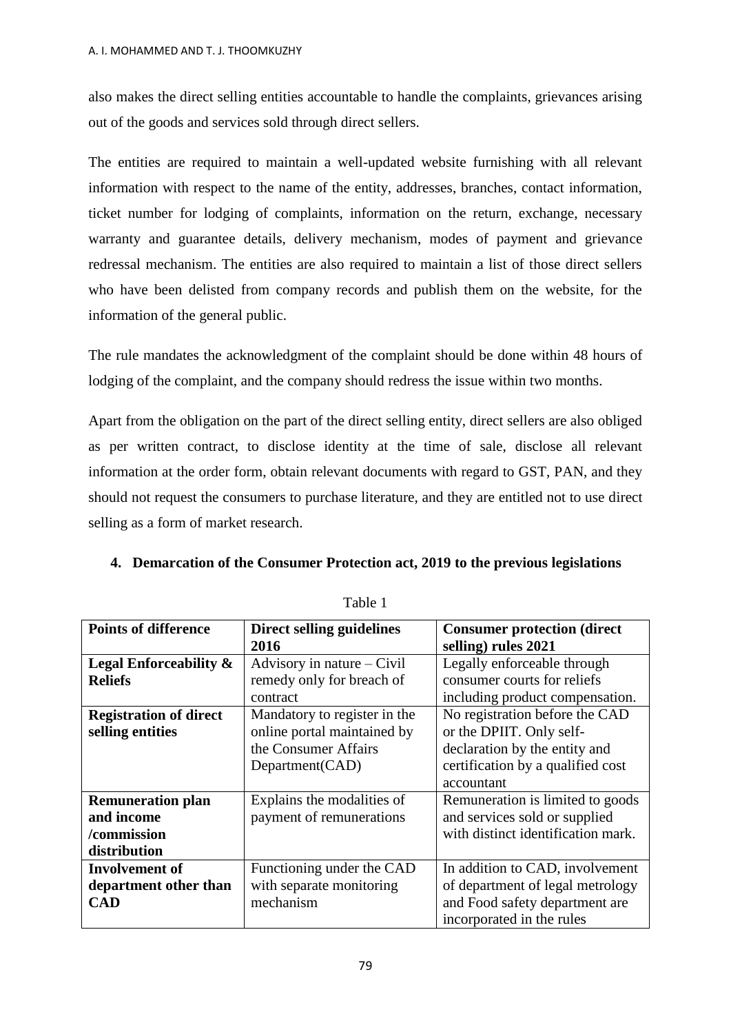also makes the direct selling entities accountable to handle the complaints, grievances arising out of the goods and services sold through direct sellers.

The entities are required to maintain a well-updated website furnishing with all relevant information with respect to the name of the entity, addresses, branches, contact information, ticket number for lodging of complaints, information on the return, exchange, necessary warranty and guarantee details, delivery mechanism, modes of payment and grievance redressal mechanism. The entities are also required to maintain a list of those direct sellers who have been delisted from company records and publish them on the website, for the information of the general public.

The rule mandates the acknowledgment of the complaint should be done within 48 hours of lodging of the complaint, and the company should redress the issue within two months.

Apart from the obligation on the part of the direct selling entity, direct sellers are also obliged as per written contract, to disclose identity at the time of sale, disclose all relevant information at the order form, obtain relevant documents with regard to GST, PAN, and they should not request the consumers to purchase literature, and they are entitled not to use direct selling as a form of market research.

## 4. Demarcation of the Consumer Protection act, 2019 to the previous legislations

Table 1

| Points of difference | Direct selling guidelines 2016 | Consumer protection (direct selling) rules 2021 |
|---|---|---|
| **Legal Enforceability & Reliefs** | Advisory in nature – Civil remedy only for breach of contract | Legally enforceable through consumer courts for reliefs including product compensation. |
| **Registration of direct selling entities** | Mandatory to register in the online portal maintained by the Consumer Affairs Department(CAD) | No registration before the CAD or the DPIIT. Only self-declaration by the entity and certification by a qualified cost accountant |
| **Remuneration plan and income /commission distribution** | Explains the modalities of payment of remunerations | Remuneration is limited to goods and services sold or supplied with distinct identification mark. |
| **Involvement of department other than CAD** | Functioning under the CAD with separate monitoring mechanism | In addition to CAD, involvement of department of legal metrology and Food safety department are incorporated in the rules |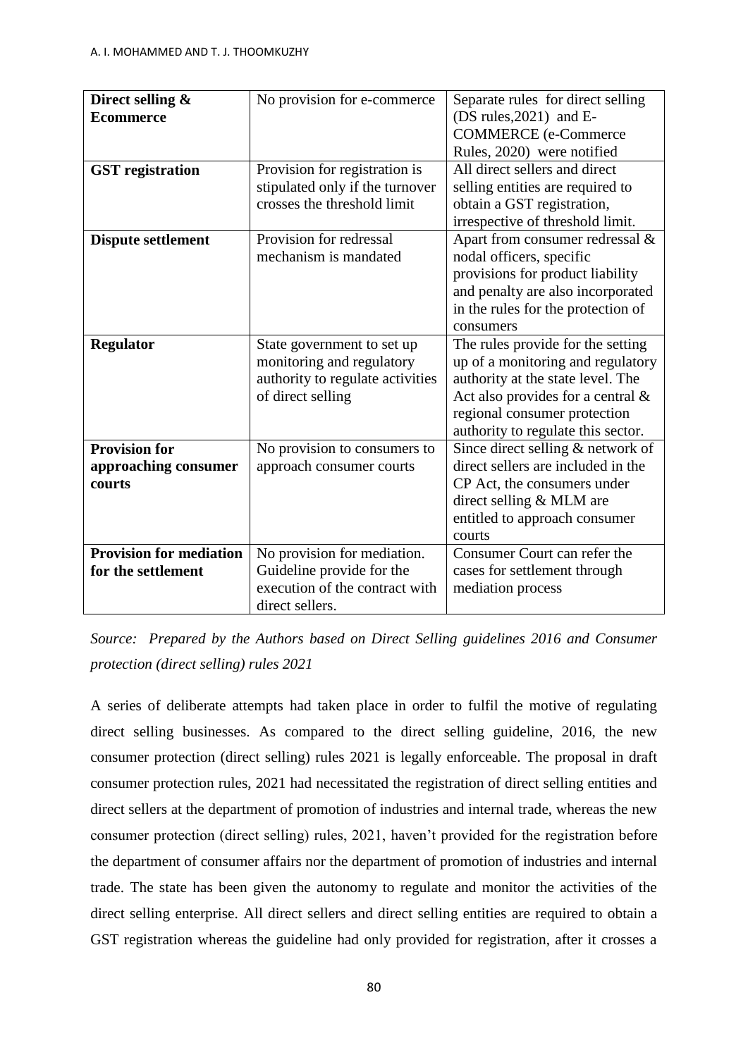| **Direct selling & Ecommerce** | No provision for e-commerce | Separate rules for direct selling (DS rules,2021) and E-COMMERCE (e-Commerce Rules, 2020) were notified |
|---|---|---|
| **GST registration** | Provision for registration is stipulated only if the turnover crosses the threshold limit | All direct sellers and direct selling entities are required to obtain a GST registration, irrespective of threshold limit. |
| **Dispute settlement** | Provision for redressal mechanism is mandated | Apart from consumer redressal & nodal officers, specific provisions for product liability and penalty are also incorporated in the rules for the protection of consumers |
| **Regulator** | State government to set up monitoring and regulatory authority to regulate activities of direct selling | The rules provide for the setting up of a monitoring and regulatory authority at the state level. The Act also provides for a central & regional consumer protection authority to regulate this sector. |
| **Provision for approaching consumer courts** | No provision to consumers to approach consumer courts | Since direct selling & network of direct sellers are included in the CP Act, the consumers under direct selling & MLM are entitled to approach consumer courts |
| **Provision for mediation for the settlement** | No provision for mediation. Guideline provide for the execution of the contract with direct sellers. | Consumer Court can refer the cases for settlement through mediation process |

*Source: Prepared by the Authors based on Direct Selling guidelines 2016 and Consumer protection (direct selling) rules 2021*

A series of deliberate attempts had taken place in order to fulfil the motive of regulating direct selling businesses. As compared to the direct selling guideline, 2016, the new consumer protection (direct selling) rules 2021 is legally enforceable. The proposal in draft consumer protection rules, 2021 had necessitated the registration of direct selling entities and direct sellers at the department of promotion of industries and internal trade, whereas the new consumer protection (direct selling) rules, 2021, haven't provided for the registration before the department of consumer affairs nor the department of promotion of industries and internal trade. The state has been given the autonomy to regulate and monitor the activities of the direct selling enterprise. All direct sellers and direct selling entities are required to obtain a GST registration whereas the guideline had only provided for registration, after it crosses a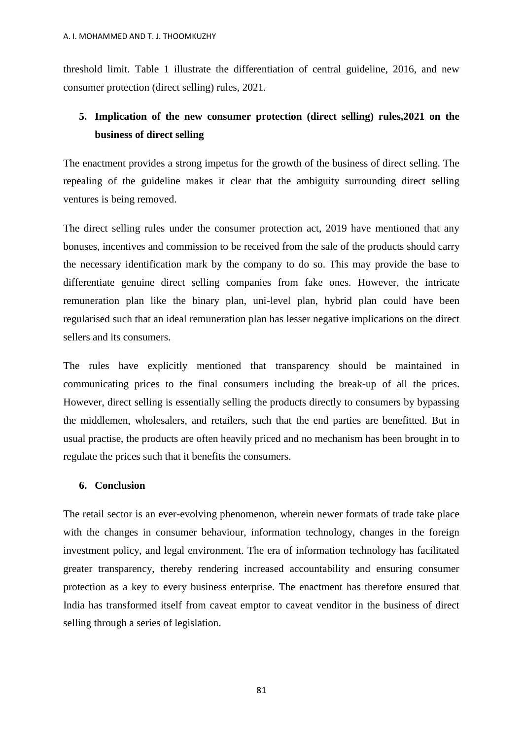threshold limit. Table 1 illustrate the differentiation of central guideline, 2016, and new consumer protection (direct selling) rules, 2021.

## 5. Implication of the new consumer protection (direct selling) rules,2021 on the business of direct selling

The enactment provides a strong impetus for the growth of the business of direct selling. The repealing of the guideline makes it clear that the ambiguity surrounding direct selling ventures is being removed.

The direct selling rules under the consumer protection act, 2019 have mentioned that any bonuses, incentives and commission to be received from the sale of the products should carry the necessary identification mark by the company to do so. This may provide the base to differentiate genuine direct selling companies from fake ones. However, the intricate remuneration plan like the binary plan, uni-level plan, hybrid plan could have been regularised such that an ideal remuneration plan has lesser negative implications on the direct sellers and its consumers.

The rules have explicitly mentioned that transparency should be maintained in communicating prices to the final consumers including the break-up of all the prices. However, direct selling is essentially selling the products directly to consumers by bypassing the middlemen, wholesalers, and retailers, such that the end parties are benefitted. But in usual practise, the products are often heavily priced and no mechanism has been brought in to regulate the prices such that it benefits the consumers.

## 6. Conclusion

The retail sector is an ever-evolving phenomenon, wherein newer formats of trade take place with the changes in consumer behaviour, information technology, changes in the foreign investment policy, and legal environment. The era of information technology has facilitated greater transparency, thereby rendering increased accountability and ensuring consumer protection as a key to every business enterprise. The enactment has therefore ensured that India has transformed itself from caveat emptor to caveat venditor in the business of direct selling through a series of legislation.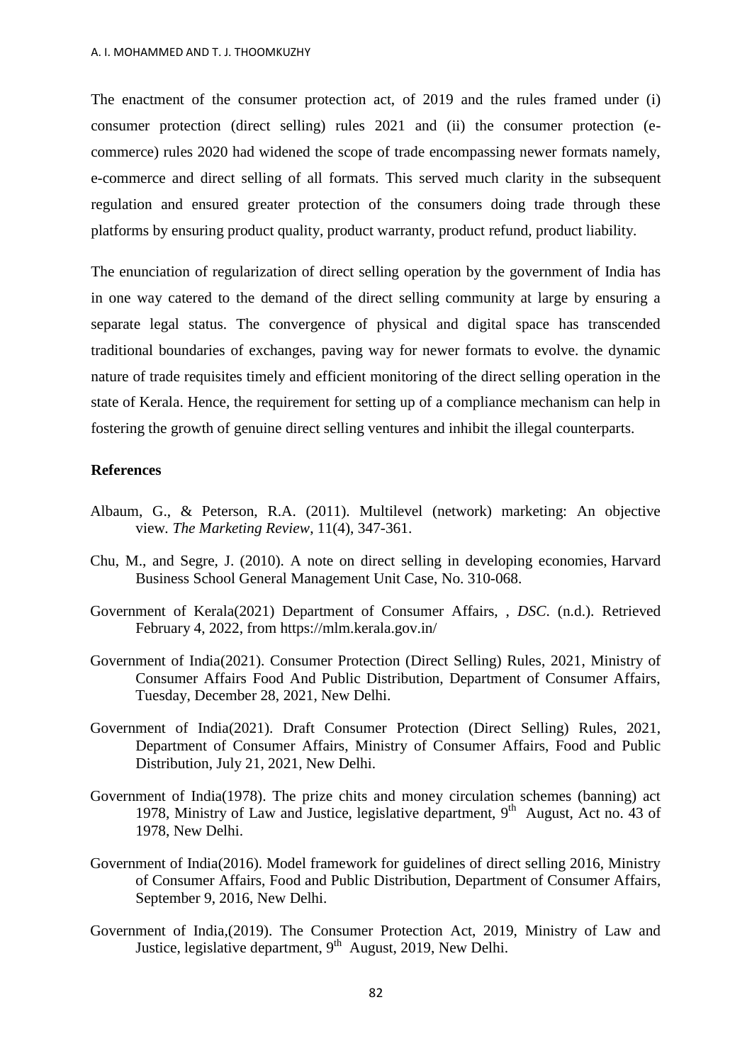The enactment of the consumer protection act, of 2019 and the rules framed under (i) consumer protection (direct selling) rules 2021 and (ii) the consumer protection (e-commerce) rules 2020 had widened the scope of trade encompassing newer formats namely, e-commerce and direct selling of all formats. This served much clarity in the subsequent regulation and ensured greater protection of the consumers doing trade through these platforms by ensuring product quality, product warranty, product refund, product liability.

The enunciation of regularization of direct selling operation by the government of India has in one way catered to the demand of the direct selling community at large by ensuring a separate legal status. The convergence of physical and digital space has transcended traditional boundaries of exchanges, paving way for newer formats to evolve. the dynamic nature of trade requisites timely and efficient monitoring of the direct selling operation in the state of Kerala. Hence, the requirement for setting up of a compliance mechanism can help in fostering the growth of genuine direct selling ventures and inhibit the illegal counterparts.

## References

Albaum, G., & Peterson, R.A. (2011). Multilevel (network) marketing: An objective view. *The Marketing Review*, 11(4), 347-361.

Chu, M., and Segre, J. (2010). A note on direct selling in developing economies, Harvard Business School General Management Unit Case, No. 310-068.

Government of Kerala(2021) Department of Consumer Affairs, , *DSC*. (n.d.). Retrieved February 4, 2022, from https://mlm.kerala.gov.in/

Government of India(2021). Consumer Protection (Direct Selling) Rules, 2021, Ministry of Consumer Affairs Food And Public Distribution, Department of Consumer Affairs, Tuesday, December 28, 2021, New Delhi.

Government of India(2021). Draft Consumer Protection (Direct Selling) Rules, 2021, Department of Consumer Affairs, Ministry of Consumer Affairs, Food and Public Distribution, July 21, 2021, New Delhi.

Government of India(1978). The prize chits and money circulation schemes (banning) act 1978, Ministry of Law and Justice, legislative department, 9th August, Act no. 43 of 1978, New Delhi.

Government of India(2016). Model framework for guidelines of direct selling 2016, Ministry of Consumer Affairs, Food and Public Distribution, Department of Consumer Affairs, September 9, 2016, New Delhi.

Government of India,(2019). The Consumer Protection Act, 2019, Ministry of Law and Justice, legislative department, 9th August, 2019, New Delhi.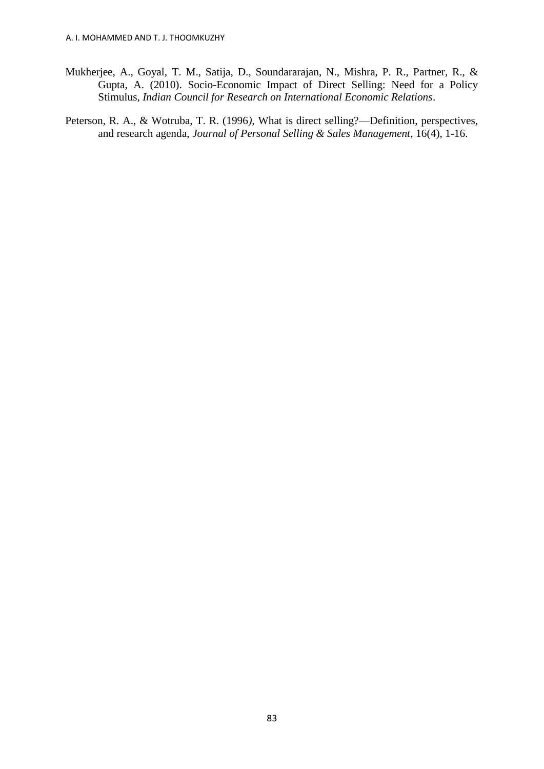Mukherjee, A., Goyal, T. M., Satija, D., Soundararajan, N., Mishra, P. R., Partner, R., & Gupta, A. (2010). Socio-Economic Impact of Direct Selling: Need for a Policy Stimulus, *Indian Council for Research on International Economic Relations*.

Peterson, R. A., & Wotruba, T. R. (1996*)*, What is direct selling?—Definition, perspectives, and research agenda, *Journal of Personal Selling & Sales Management*, 16(4), 1-16.